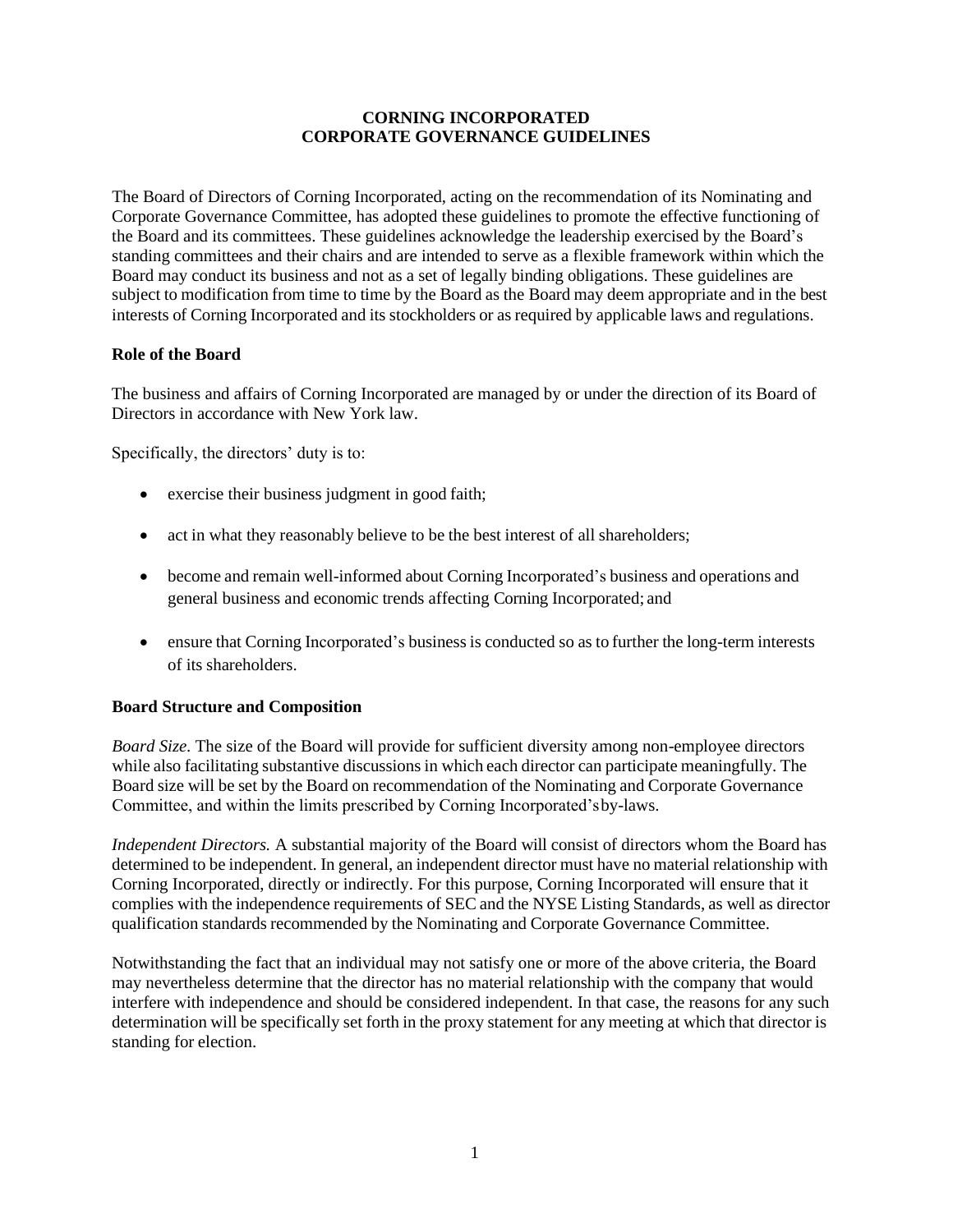# CORNING INCORPORATED
# CORPORATE GOVERNANCE GUIDELINES

The Board of Directors of Corning Incorporated, acting on the recommendation of its Nominating and Corporate Governance Committee, has adopted these guidelines to promote the effective functioning of the Board and its committees. These guidelines acknowledge the leadership exercised by the Board's standing committees and their chairs and are intended to serve as a flexible framework within which the Board may conduct its business and not as a set of legally binding obligations. These guidelines are subject to modification from time to time by the Board as the Board may deem appropriate and in the best interests of Corning Incorporated and its stockholders or as required by applicable laws and regulations.

## Role of the Board

The business and affairs of Corning Incorporated are managed by or under the direction of its Board of Directors in accordance with New York law.

Specifically, the directors' duty is to:

- exercise their business judgment in good faith;
- act in what they reasonably believe to be the best interest of all shareholders;
- become and remain well-informed about Corning Incorporated's business and operations and general business and economic trends affecting Corning Incorporated; and
- ensure that Corning Incorporated's business is conducted so as to further the long-term interests of its shareholders.

## Board Structure and Composition

*Board Size.* The size of the Board will provide for sufficient diversity among non-employee directors while also facilitating substantive discussions in which each director can participate meaningfully. The Board size will be set by the Board on recommendation of the Nominating and Corporate Governance Committee, and within the limits prescribed by Corning Incorporated's by-laws.

*Independent Directors.* A substantial majority of the Board will consist of directors whom the Board has determined to be independent. In general, an independent director must have no material relationship with Corning Incorporated, directly or indirectly. For this purpose, Corning Incorporated will ensure that it complies with the independence requirements of SEC and the NYSE Listing Standards, as well as director qualification standards recommended by the Nominating and Corporate Governance Committee.

Notwithstanding the fact that an individual may not satisfy one or more of the above criteria, the Board may nevertheless determine that the director has no material relationship with the company that would interfere with independence and should be considered independent. In that case, the reasons for any such determination will be specifically set forth in the proxy statement for any meeting at which that director is standing for election.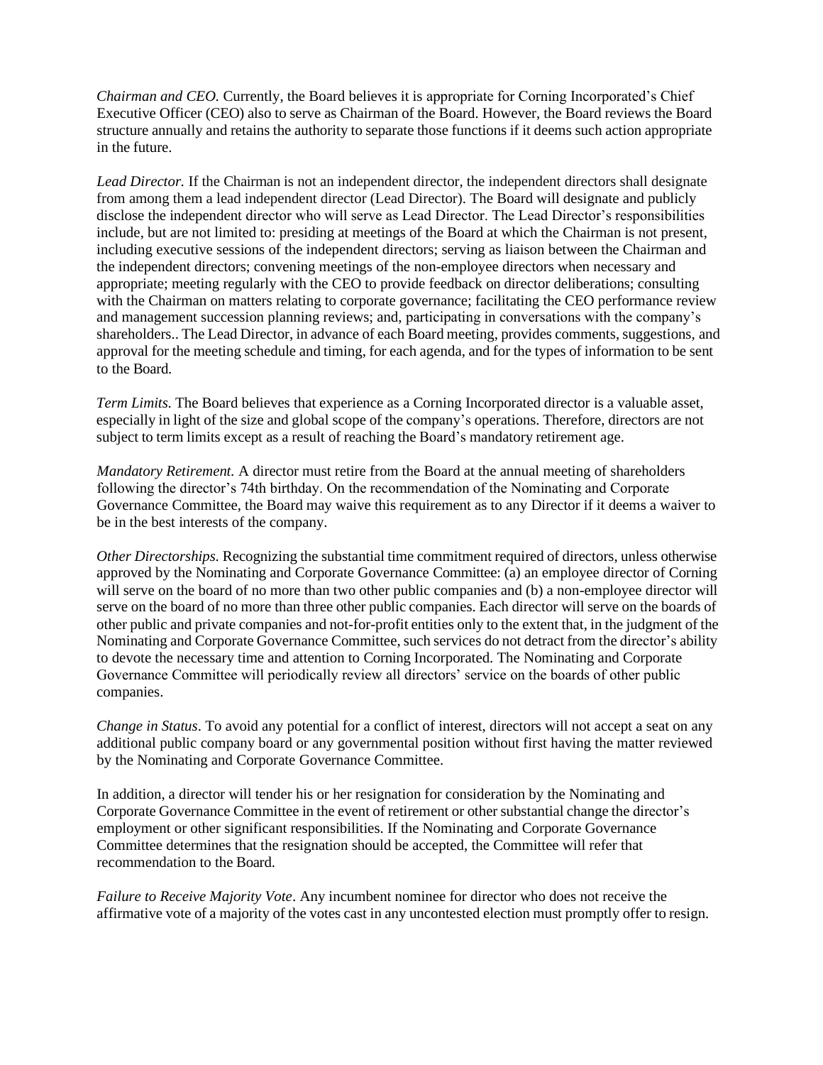*Chairman and CEO.* Currently, the Board believes it is appropriate for Corning Incorporated's Chief Executive Officer (CEO) also to serve as Chairman of the Board. However, the Board reviews the Board structure annually and retains the authority to separate those functions if it deems such action appropriate in the future.

*Lead Director.* If the Chairman is not an independent director, the independent directors shall designate from among them a lead independent director (Lead Director). The Board will designate and publicly disclose the independent director who will serve as Lead Director. The Lead Director's responsibilities include, but are not limited to: presiding at meetings of the Board at which the Chairman is not present, including executive sessions of the independent directors; serving as liaison between the Chairman and the independent directors; convening meetings of the non-employee directors when necessary and appropriate; meeting regularly with the CEO to provide feedback on director deliberations; consulting with the Chairman on matters relating to corporate governance; facilitating the CEO performance review and management succession planning reviews; and, participating in conversations with the company's shareholders.. The Lead Director, in advance of each Board meeting, provides comments, suggestions, and approval for the meeting schedule and timing, for each agenda, and for the types of information to be sent to the Board.

*Term Limits.* The Board believes that experience as a Corning Incorporated director is a valuable asset, especially in light of the size and global scope of the company's operations. Therefore, directors are not subject to term limits except as a result of reaching the Board's mandatory retirement age.

*Mandatory Retirement.* A director must retire from the Board at the annual meeting of shareholders following the director's 74th birthday. On the recommendation of the Nominating and Corporate Governance Committee, the Board may waive this requirement as to any Director if it deems a waiver to be in the best interests of the company.

*Other Directorships.* Recognizing the substantial time commitment required of directors, unless otherwise approved by the Nominating and Corporate Governance Committee: (a) an employee director of Corning will serve on the board of no more than two other public companies and (b) a non-employee director will serve on the board of no more than three other public companies. Each director will serve on the boards of other public and private companies and not-for-profit entities only to the extent that, in the judgment of the Nominating and Corporate Governance Committee, such services do not detract from the director's ability to devote the necessary time and attention to Corning Incorporated. The Nominating and Corporate Governance Committee will periodically review all directors' service on the boards of other public companies.

*Change in Status*. To avoid any potential for a conflict of interest, directors will not accept a seat on any additional public company board or any governmental position without first having the matter reviewed by the Nominating and Corporate Governance Committee.

In addition, a director will tender his or her resignation for consideration by the Nominating and Corporate Governance Committee in the event of retirement or other substantial change the director's employment or other significant responsibilities. If the Nominating and Corporate Governance Committee determines that the resignation should be accepted, the Committee will refer that recommendation to the Board.

*Failure to Receive Majority Vote*. Any incumbent nominee for director who does not receive the affirmative vote of a majority of the votes cast in any uncontested election must promptly offer to resign.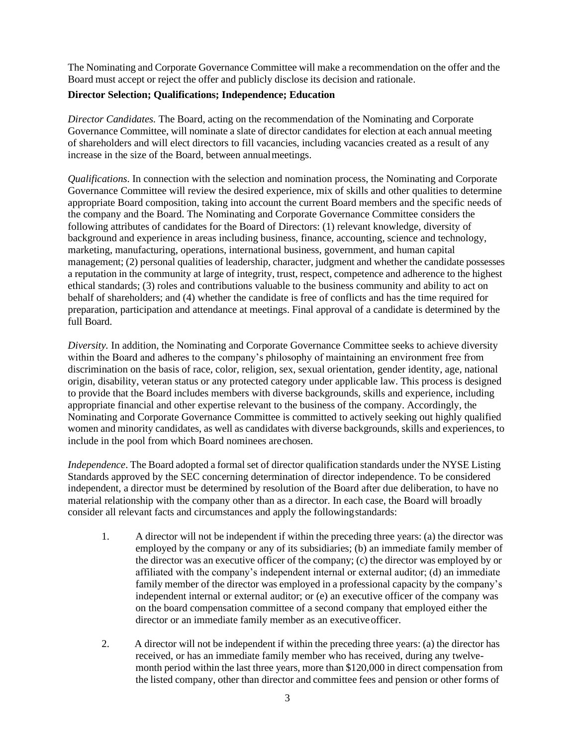The Nominating and Corporate Governance Committee will make a recommendation on the offer and the Board must accept or reject the offer and publicly disclose its decision and rationale.

**Director Selection; Qualifications; Independence; Education**

*Director Candidates.* The Board, acting on the recommendation of the Nominating and Corporate Governance Committee, will nominate a slate of director candidates for election at each annual meeting of shareholders and will elect directors to fill vacancies, including vacancies created as a result of any increase in the size of the Board, between annual meetings.

*Qualifications*. In connection with the selection and nomination process, the Nominating and Corporate Governance Committee will review the desired experience, mix of skills and other qualities to determine appropriate Board composition, taking into account the current Board members and the specific needs of the company and the Board. The Nominating and Corporate Governance Committee considers the following attributes of candidates for the Board of Directors: (1) relevant knowledge, diversity of background and experience in areas including business, finance, accounting, science and technology, marketing, manufacturing, operations, international business, government, and human capital management; (2) personal qualities of leadership, character, judgment and whether the candidate possesses a reputation in the community at large of integrity, trust, respect, competence and adherence to the highest ethical standards; (3) roles and contributions valuable to the business community and ability to act on behalf of shareholders; and (4) whether the candidate is free of conflicts and has the time required for preparation, participation and attendance at meetings. Final approval of a candidate is determined by the full Board.

*Diversity.* In addition, the Nominating and Corporate Governance Committee seeks to achieve diversity within the Board and adheres to the company's philosophy of maintaining an environment free from discrimination on the basis of race, color, religion, sex, sexual orientation, gender identity, age, national origin, disability, veteran status or any protected category under applicable law. This process is designed to provide that the Board includes members with diverse backgrounds, skills and experience, including appropriate financial and other expertise relevant to the business of the company. Accordingly, the Nominating and Corporate Governance Committee is committed to actively seeking out highly qualified women and minority candidates, as well as candidates with diverse backgrounds, skills and experiences, to include in the pool from which Board nominees are chosen.

*Independence*. The Board adopted a formal set of director qualification standards under the NYSE Listing Standards approved by the SEC concerning determination of director independence. To be considered independent, a director must be determined by resolution of the Board after due deliberation, to have no material relationship with the company other than as a director. In each case, the Board will broadly consider all relevant facts and circumstances and apply the following standards:

1. A director will not be independent if within the preceding three years: (a) the director was employed by the company or any of its subsidiaries; (b) an immediate family member of the director was an executive officer of the company; (c) the director was employed by or affiliated with the company's independent internal or external auditor; (d) an immediate family member of the director was employed in a professional capacity by the company's independent internal or external auditor; or (e) an executive officer of the company was on the board compensation committee of a second company that employed either the director or an immediate family member as an executive officer.

2. A director will not be independent if within the preceding three years: (a) the director has received, or has an immediate family member who has received, during any twelve-month period within the last three years, more than $120,000 in direct compensation from the listed company, other than director and committee fees and pension or other forms of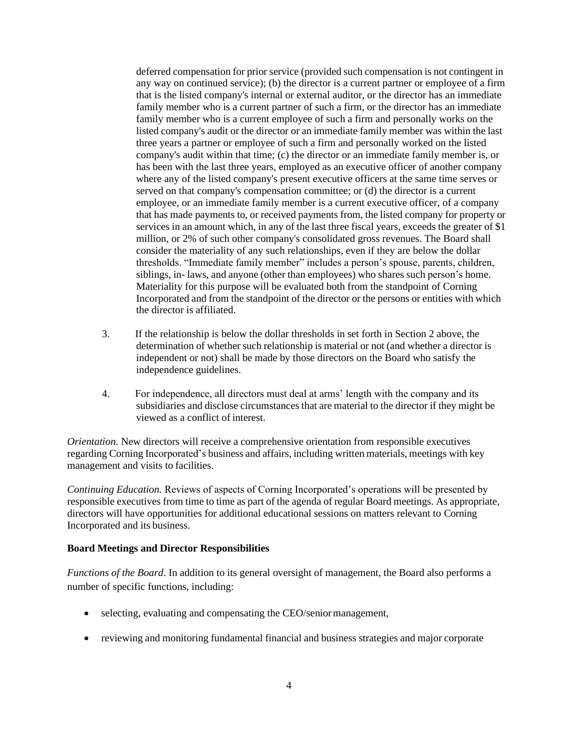deferred compensation for prior service (provided such compensation is not contingent in any way on continued service); (b) the director is a current partner or employee of a firm that is the listed company's internal or external auditor, or the director has an immediate family member who is a current partner of such a firm, or the director has an immediate family member who is a current employee of such a firm and personally works on the listed company's audit or the director or an immediate family member was within the last three years a partner or employee of such a firm and personally worked on the listed company's audit within that time; (c) the director or an immediate family member is, or has been with the last three years, employed as an executive officer of another company where any of the listed company's present executive officers at the same time serves or served on that company's compensation committee; or (d) the director is a current employee, or an immediate family member is a current executive officer, of a company that has made payments to, or received payments from, the listed company for property or services in an amount which, in any of the last three fiscal years, exceeds the greater of $1 million, or 2% of such other company's consolidated gross revenues. The Board shall consider the materiality of any such relationships, even if they are below the dollar thresholds. "Immediate family member" includes a person's spouse, parents, children, siblings, in- laws, and anyone (other than employees) who shares such person's home. Materiality for this purpose will be evaluated both from the standpoint of Corning Incorporated and from the standpoint of the director or the persons or entities with which the director is affiliated.

3. If the relationship is below the dollar thresholds in set forth in Section 2 above, the determination of whether such relationship is material or not (and whether a director is independent or not) shall be made by those directors on the Board who satisfy the independence guidelines.

4. For independence, all directors must deal at arms' length with the company and its subsidiaries and disclose circumstances that are material to the director if they might be viewed as a conflict of interest.

*Orientation.* New directors will receive a comprehensive orientation from responsible executives regarding Corning Incorporated's business and affairs, including written materials, meetings with key management and visits to facilities.

*Continuing Education.* Reviews of aspects of Corning Incorporated's operations will be presented by responsible executives from time to time as part of the agenda of regular Board meetings. As appropriate, directors will have opportunities for additional educational sessions on matters relevant to Corning Incorporated and its business.

**Board Meetings and Director Responsibilities**

*Functions of the Board*. In addition to its general oversight of management, the Board also performs a number of specific functions, including:

- selecting, evaluating and compensating the CEO/senior management,
- reviewing and monitoring fundamental financial and business strategies and major corporate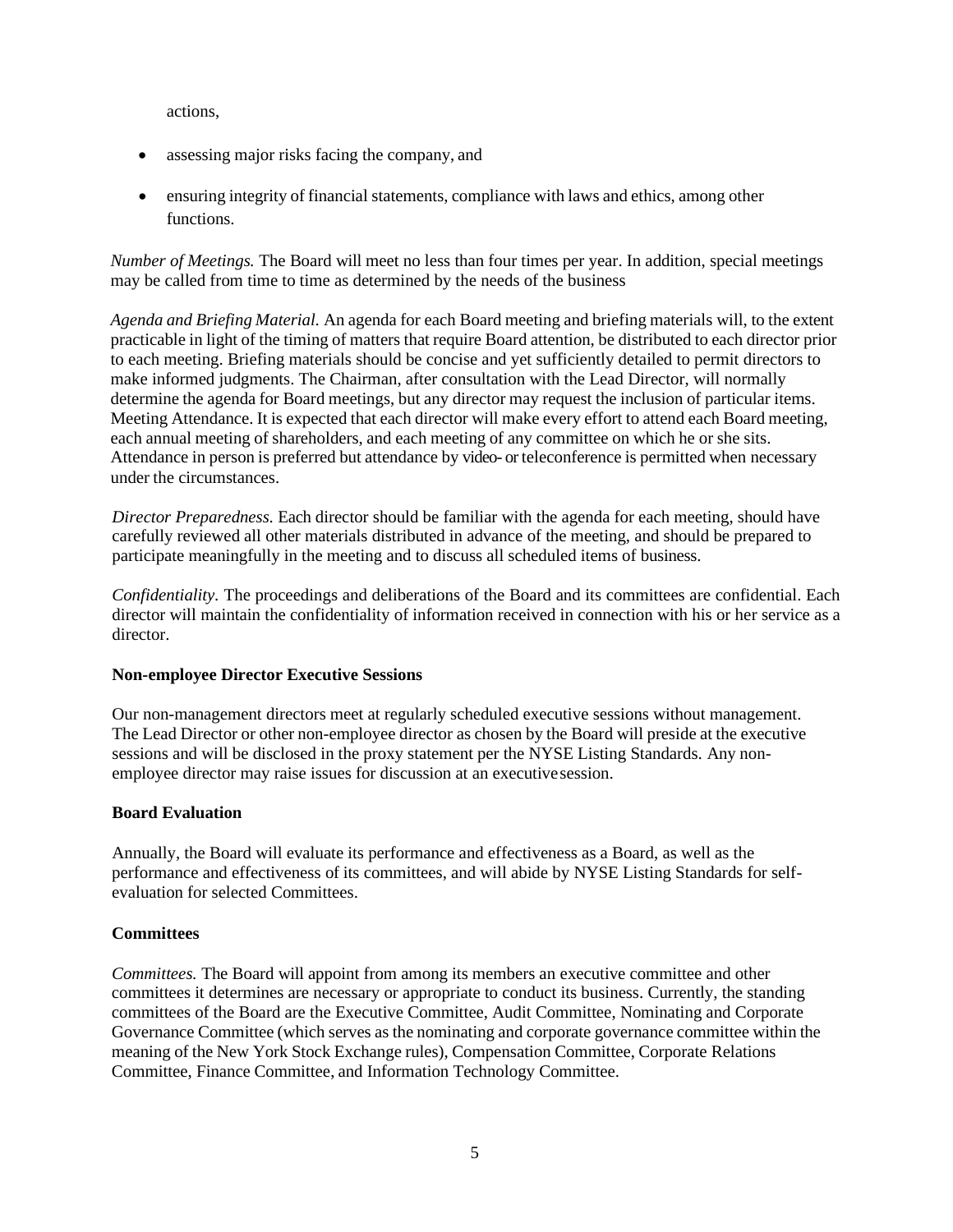actions,

- assessing major risks facing the company, and
- ensuring integrity of financial statements, compliance with laws and ethics, among other functions.

*Number of Meetings.* The Board will meet no less than four times per year. In addition, special meetings may be called from time to time as determined by the needs of the business

*Agenda and Briefing Material.* An agenda for each Board meeting and briefing materials will, to the extent practicable in light of the timing of matters that require Board attention, be distributed to each director prior to each meeting. Briefing materials should be concise and yet sufficiently detailed to permit directors to make informed judgments. The Chairman, after consultation with the Lead Director, will normally determine the agenda for Board meetings, but any director may request the inclusion of particular items. Meeting Attendance. It is expected that each director will make every effort to attend each Board meeting, each annual meeting of shareholders, and each meeting of any committee on which he or she sits. Attendance in person is preferred but attendance by video- or teleconference is permitted when necessary under the circumstances.

*Director Preparedness.* Each director should be familiar with the agenda for each meeting, should have carefully reviewed all other materials distributed in advance of the meeting, and should be prepared to participate meaningfully in the meeting and to discuss all scheduled items of business.

*Confidentiality.* The proceedings and deliberations of the Board and its committees are confidential. Each director will maintain the confidentiality of information received in connection with his or her service as a director.

**Non-employee Director Executive Sessions**

Our non-management directors meet at regularly scheduled executive sessions without management. The Lead Director or other non-employee director as chosen by the Board will preside at the executive sessions and will be disclosed in the proxy statement per the NYSE Listing Standards. Any non-employee director may raise issues for discussion at an executive session.

**Board Evaluation**

Annually, the Board will evaluate its performance and effectiveness as a Board, as well as the performance and effectiveness of its committees, and will abide by NYSE Listing Standards for self-evaluation for selected Committees.

**Committees**

*Committees.* The Board will appoint from among its members an executive committee and other committees it determines are necessary or appropriate to conduct its business. Currently, the standing committees of the Board are the Executive Committee, Audit Committee, Nominating and Corporate Governance Committee (which serves as the nominating and corporate governance committee within the meaning of the New York Stock Exchange rules), Compensation Committee, Corporate Relations Committee, Finance Committee, and Information Technology Committee.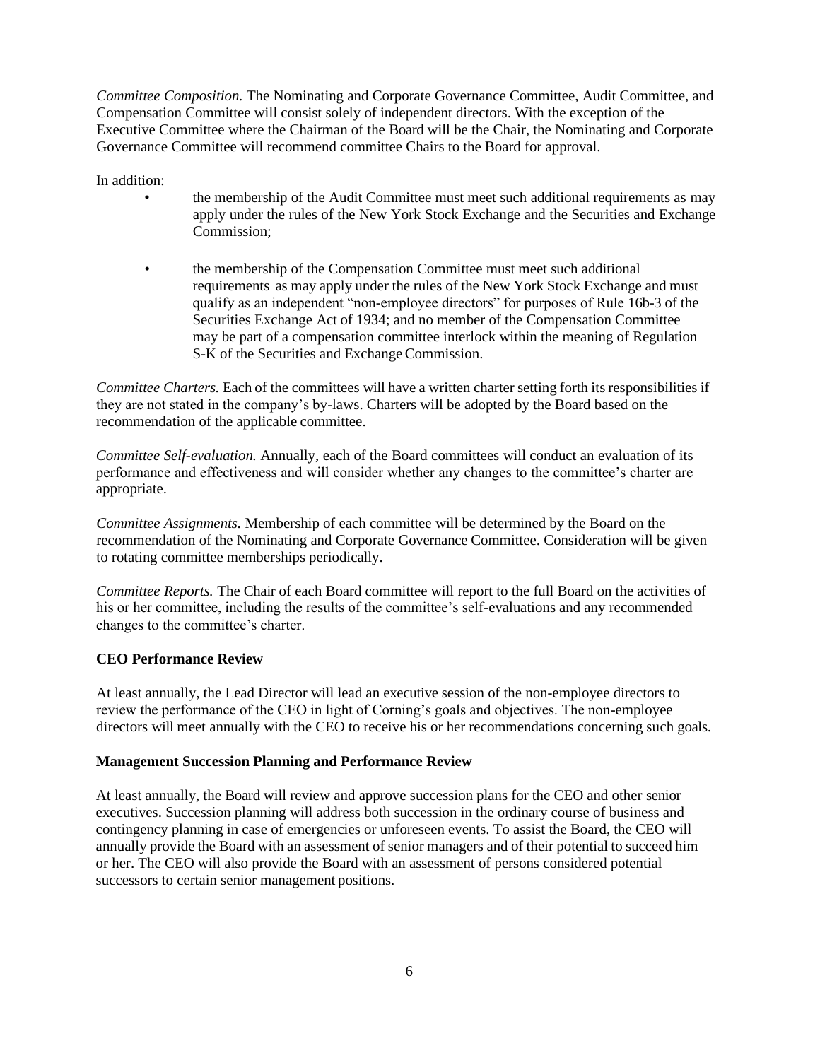*Committee Composition.* The Nominating and Corporate Governance Committee, Audit Committee, and Compensation Committee will consist solely of independent directors. With the exception of the Executive Committee where the Chairman of the Board will be the Chair, the Nominating and Corporate Governance Committee will recommend committee Chairs to the Board for approval.

In addition:

- the membership of the Audit Committee must meet such additional requirements as may apply under the rules of the New York Stock Exchange and the Securities and Exchange Commission;

- the membership of the Compensation Committee must meet such additional requirements as may apply under the rules of the New York Stock Exchange and must qualify as an independent "non-employee directors" for purposes of Rule 16b-3 of the Securities Exchange Act of 1934; and no member of the Compensation Committee may be part of a compensation committee interlock within the meaning of Regulation S-K of the Securities and Exchange Commission.

*Committee Charters.* Each of the committees will have a written charter setting forth its responsibilities if they are not stated in the company's by-laws. Charters will be adopted by the Board based on the recommendation of the applicable committee.

*Committee Self-evaluation.* Annually, each of the Board committees will conduct an evaluation of its performance and effectiveness and will consider whether any changes to the committee's charter are appropriate.

*Committee Assignments.* Membership of each committee will be determined by the Board on the recommendation of the Nominating and Corporate Governance Committee. Consideration will be given to rotating committee memberships periodically.

*Committee Reports.* The Chair of each Board committee will report to the full Board on the activities of his or her committee, including the results of the committee's self-evaluations and any recommended changes to the committee's charter.

**CEO Performance Review**

At least annually, the Lead Director will lead an executive session of the non-employee directors to review the performance of the CEO in light of Corning's goals and objectives. The non-employee directors will meet annually with the CEO to receive his or her recommendations concerning such goals.

**Management Succession Planning and Performance Review**

At least annually, the Board will review and approve succession plans for the CEO and other senior executives. Succession planning will address both succession in the ordinary course of business and contingency planning in case of emergencies or unforeseen events. To assist the Board, the CEO will annually provide the Board with an assessment of senior managers and of their potential to succeed him or her. The CEO will also provide the Board with an assessment of persons considered potential successors to certain senior management positions.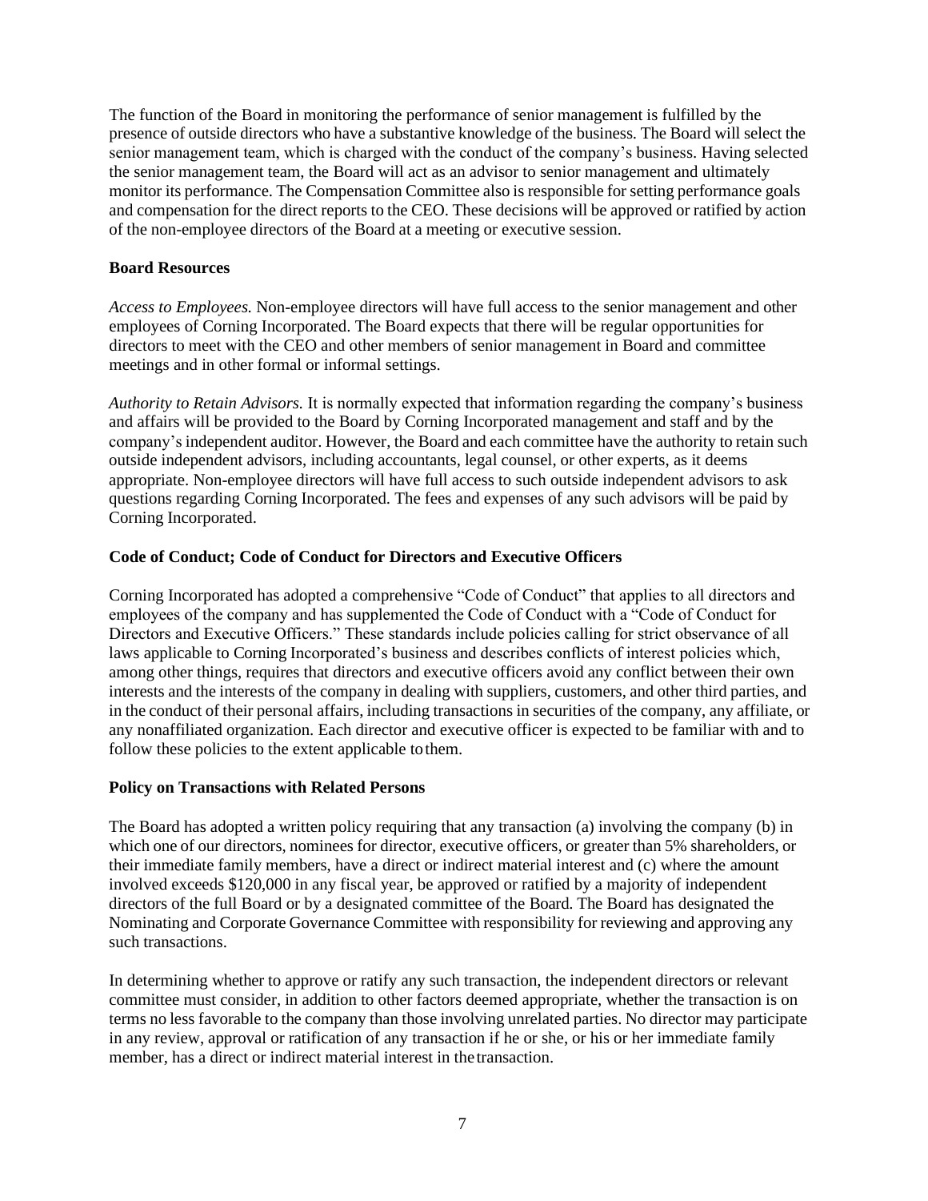The function of the Board in monitoring the performance of senior management is fulfilled by the presence of outside directors who have a substantive knowledge of the business. The Board will select the senior management team, which is charged with the conduct of the company's business. Having selected the senior management team, the Board will act as an advisor to senior management and ultimately monitor its performance. The Compensation Committee also is responsible for setting performance goals and compensation for the direct reports to the CEO. These decisions will be approved or ratified by action of the non-employee directors of the Board at a meeting or executive session.

**Board Resources**

*Access to Employees.* Non-employee directors will have full access to the senior management and other employees of Corning Incorporated. The Board expects that there will be regular opportunities for directors to meet with the CEO and other members of senior management in Board and committee meetings and in other formal or informal settings.

*Authority to Retain Advisors.* It is normally expected that information regarding the company's business and affairs will be provided to the Board by Corning Incorporated management and staff and by the company's independent auditor. However, the Board and each committee have the authority to retain such outside independent advisors, including accountants, legal counsel, or other experts, as it deems appropriate. Non-employee directors will have full access to such outside independent advisors to ask questions regarding Corning Incorporated. The fees and expenses of any such advisors will be paid by Corning Incorporated.

**Code of Conduct; Code of Conduct for Directors and Executive Officers**

Corning Incorporated has adopted a comprehensive "Code of Conduct" that applies to all directors and employees of the company and has supplemented the Code of Conduct with a "Code of Conduct for Directors and Executive Officers." These standards include policies calling for strict observance of all laws applicable to Corning Incorporated's business and describes conflicts of interest policies which, among other things, requires that directors and executive officers avoid any conflict between their own interests and the interests of the company in dealing with suppliers, customers, and other third parties, and in the conduct of their personal affairs, including transactions in securities of the company, any affiliate, or any nonaffiliated organization. Each director and executive officer is expected to be familiar with and to follow these policies to the extent applicable to them.

**Policy on Transactions with Related Persons**

The Board has adopted a written policy requiring that any transaction (a) involving the company (b) in which one of our directors, nominees for director, executive officers, or greater than 5% shareholders, or their immediate family members, have a direct or indirect material interest and (c) where the amount involved exceeds $120,000 in any fiscal year, be approved or ratified by a majority of independent directors of the full Board or by a designated committee of the Board. The Board has designated the Nominating and Corporate Governance Committee with responsibility for reviewing and approving any such transactions.

In determining whether to approve or ratify any such transaction, the independent directors or relevant committee must consider, in addition to other factors deemed appropriate, whether the transaction is on terms no less favorable to the company than those involving unrelated parties. No director may participate in any review, approval or ratification of any transaction if he or she, or his or her immediate family member, has a direct or indirect material interest in the transaction.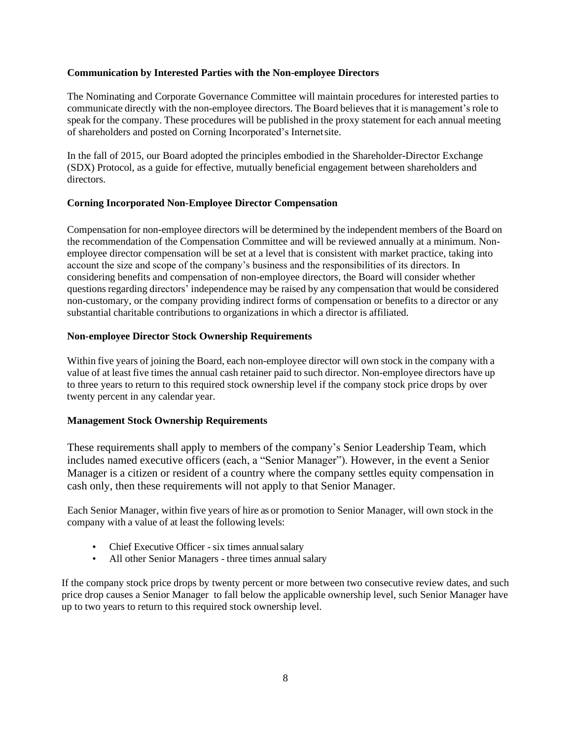**Communication by Interested Parties with the Non-employee Directors**

The Nominating and Corporate Governance Committee will maintain procedures for interested parties to communicate directly with the non-employee directors. The Board believes that it is management's role to speak for the company. These procedures will be published in the proxy statement for each annual meeting of shareholders and posted on Corning Incorporated's Internet site.

In the fall of 2015, our Board adopted the principles embodied in the Shareholder-Director Exchange (SDX) Protocol, as a guide for effective, mutually beneficial engagement between shareholders and directors.

**Corning Incorporated Non-Employee Director Compensation**

Compensation for non-employee directors will be determined by the independent members of the Board on the recommendation of the Compensation Committee and will be reviewed annually at a minimum. Non-employee director compensation will be set at a level that is consistent with market practice, taking into account the size and scope of the company's business and the responsibilities of its directors. In considering benefits and compensation of non-employee directors, the Board will consider whether questions regarding directors' independence may be raised by any compensation that would be considered non-customary, or the company providing indirect forms of compensation or benefits to a director or any substantial charitable contributions to organizations in which a director is affiliated.

**Non-employee Director Stock Ownership Requirements**

Within five years of joining the Board, each non-employee director will own stock in the company with a value of at least five times the annual cash retainer paid to such director. Non-employee directors have up to three years to return to this required stock ownership level if the company stock price drops by over twenty percent in any calendar year.

**Management Stock Ownership Requirements**

These requirements shall apply to members of the company's Senior Leadership Team, which includes named executive officers (each, a "Senior Manager"). However, in the event a Senior Manager is a citizen or resident of a country where the company settles equity compensation in cash only, then these requirements will not apply to that Senior Manager.

Each Senior Manager, within five years of hire as or promotion to Senior Manager, will own stock in the company with a value of at least the following levels:

- Chief Executive Officer - six times annual salary
- All other Senior Managers - three times annual salary

If the company stock price drops by twenty percent or more between two consecutive review dates, and such price drop causes a Senior Manager to fall below the applicable ownership level, such Senior Manager have up to two years to return to this required stock ownership level.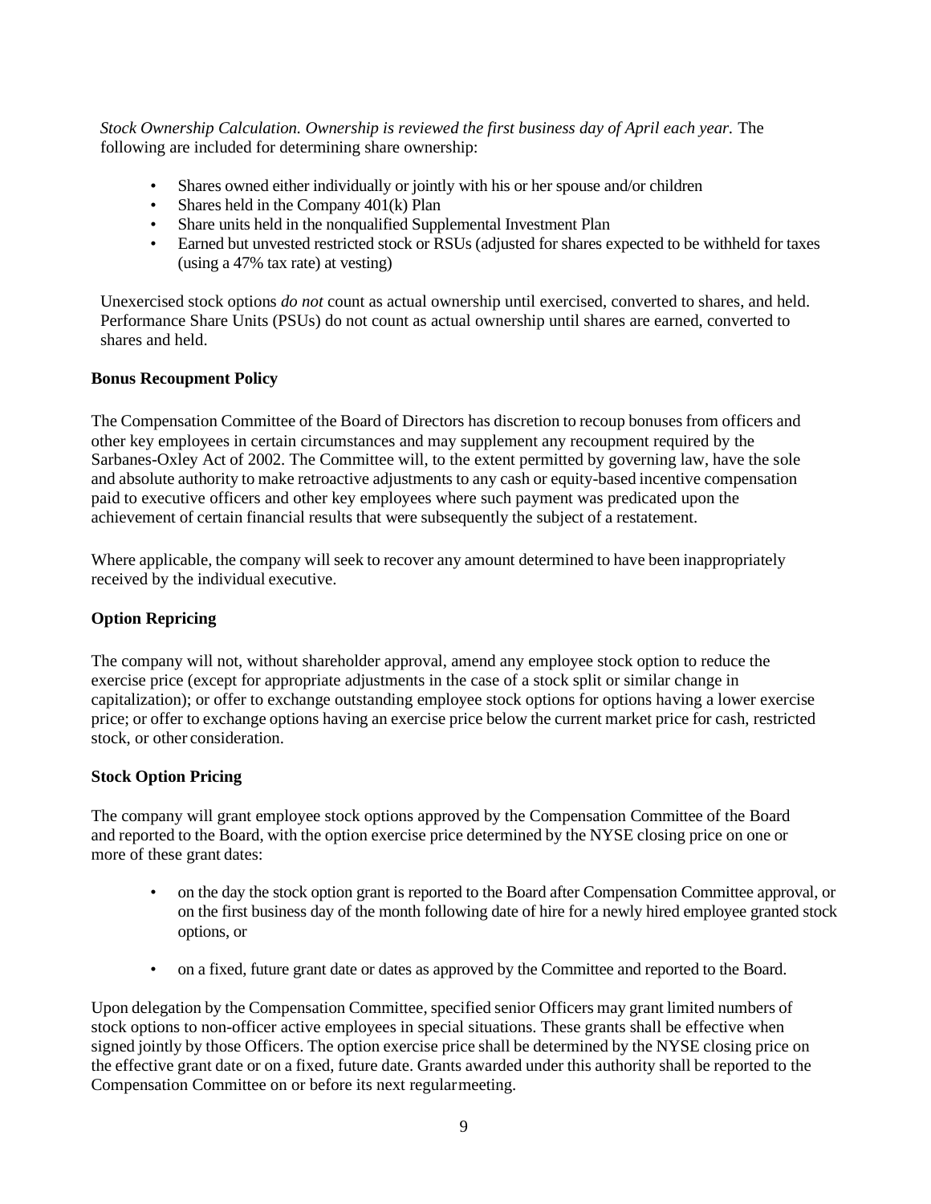*Stock Ownership Calculation. Ownership is reviewed the first business day of April each year.* The following are included for determining share ownership:

- Shares owned either individually or jointly with his or her spouse and/or children
- Shares held in the Company 401(k) Plan
- Share units held in the nonqualified Supplemental Investment Plan
- Earned but unvested restricted stock or RSUs (adjusted for shares expected to be withheld for taxes (using a 47% tax rate) at vesting)

Unexercised stock options *do not* count as actual ownership until exercised, converted to shares, and held. Performance Share Units (PSUs) do not count as actual ownership until shares are earned, converted to shares and held.

**Bonus Recoupment Policy**

The Compensation Committee of the Board of Directors has discretion to recoup bonuses from officers and other key employees in certain circumstances and may supplement any recoupment required by the Sarbanes-Oxley Act of 2002. The Committee will, to the extent permitted by governing law, have the sole and absolute authority to make retroactive adjustments to any cash or equity-based incentive compensation paid to executive officers and other key employees where such payment was predicated upon the achievement of certain financial results that were subsequently the subject of a restatement.

Where applicable, the company will seek to recover any amount determined to have been inappropriately received by the individual executive.

**Option Repricing**

The company will not, without shareholder approval, amend any employee stock option to reduce the exercise price (except for appropriate adjustments in the case of a stock split or similar change in capitalization); or offer to exchange outstanding employee stock options for options having a lower exercise price; or offer to exchange options having an exercise price below the current market price for cash, restricted stock, or other consideration.

**Stock Option Pricing**

The company will grant employee stock options approved by the Compensation Committee of the Board and reported to the Board, with the option exercise price determined by the NYSE closing price on one or more of these grant dates:

- on the day the stock option grant is reported to the Board after Compensation Committee approval, or on the first business day of the month following date of hire for a newly hired employee granted stock options, or

- on a fixed, future grant date or dates as approved by the Committee and reported to the Board.

Upon delegation by the Compensation Committee, specified senior Officers may grant limited numbers of stock options to non-officer active employees in special situations. These grants shall be effective when signed jointly by those Officers. The option exercise price shall be determined by the NYSE closing price on the effective grant date or on a fixed, future date. Grants awarded under this authority shall be reported to the Compensation Committee on or before its next regular meeting.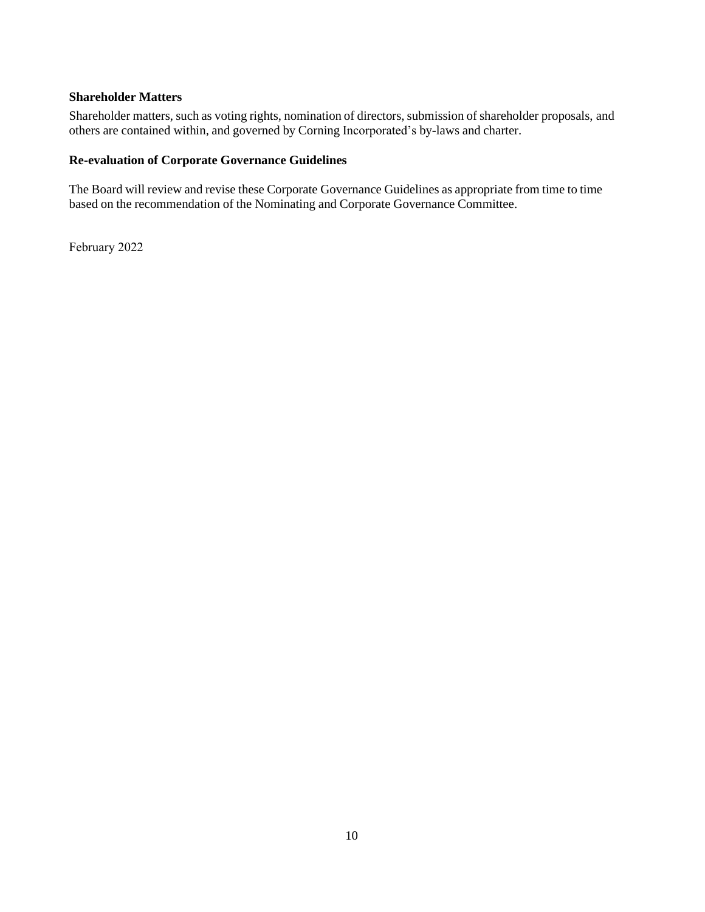**Shareholder Matters**

Shareholder matters, such as voting rights, nomination of directors, submission of shareholder proposals, and others are contained within, and governed by Corning Incorporated's by-laws and charter.

**Re-evaluation of Corporate Governance Guidelines**

The Board will review and revise these Corporate Governance Guidelines as appropriate from time to time based on the recommendation of the Nominating and Corporate Governance Committee.

February 2022